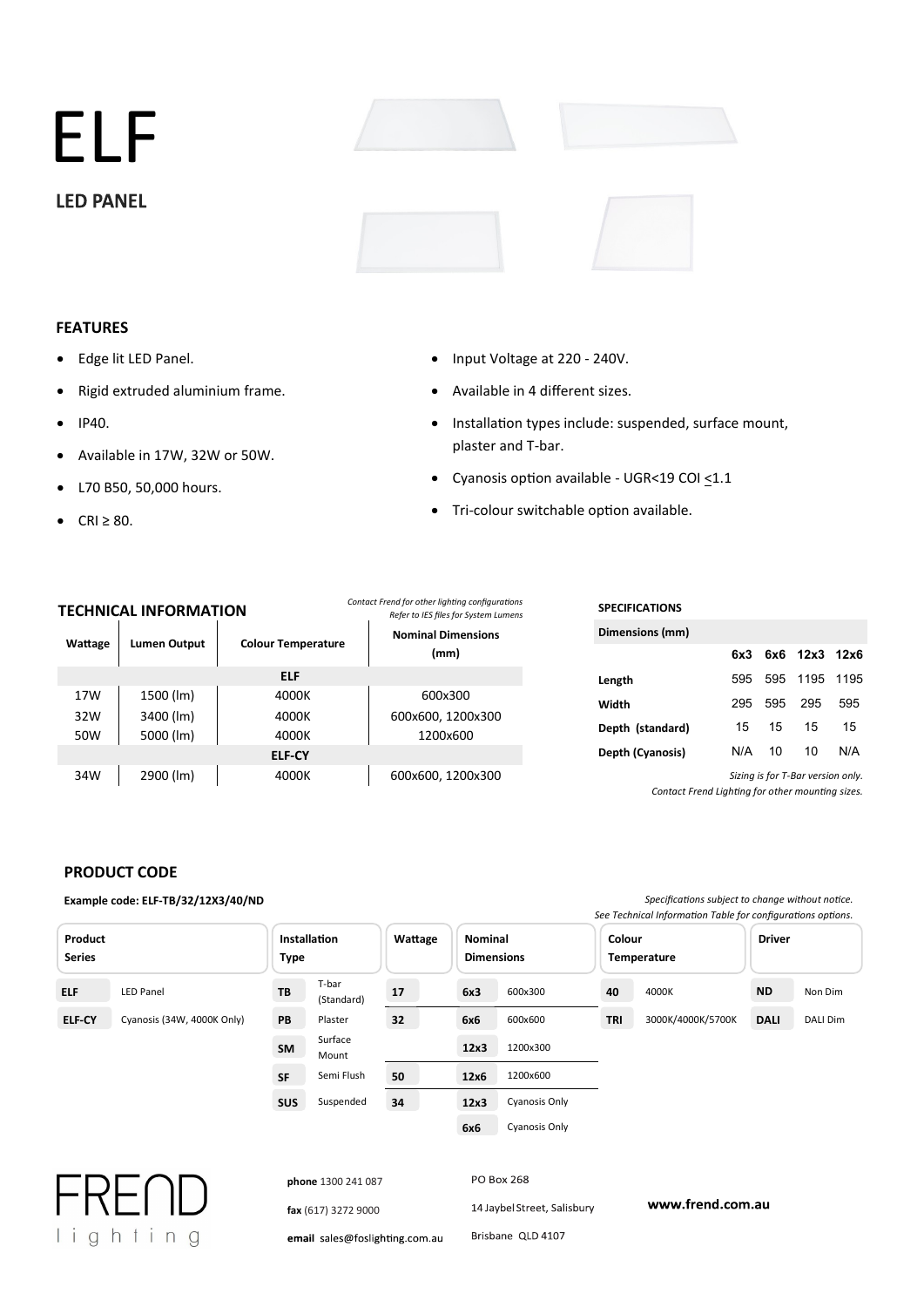# ELF

## LED PANEL

### FEATURES

- Edge lit LED Panel.
- Rigid extruded aluminium frame.
- IP40.
- Available in 17W, 32W or 50W.
- L70 B50, 50,000 hours.
- CRI ≥ 80.
- Input Voltage at 220 - 240V.
- Available in 4 different sizes.
- Installation types include: suspended, surface mount, plaster and T-bar.
- Cyanosis option available - UGR<19 COI ≤1.1
- Tri-colour switchable option available.

### TECHNICAL INFORMATION

*Contact Frend for other lighting configurations*
*Refer to IES files for System Lumens*

| Wattage | Lumen Output | Colour Temperature | Nominal Dimensions (mm) |
|---|---|---|---|
| **ELF** | | | |
| 17W | 1500 (lm) | 4000K | 600x300 |
| 32W | 3400 (lm) | 4000K | 600x600, 1200x300 |
| 50W | 5000 (lm) | 4000K | 1200x600 |
| **ELF-CY** | | | |
| 34W | 2900 (lm) | 4000K | 600x600, 1200x300 |

### SPECIFICATIONS

| Dimensions (mm) | 6x3 | 6x6 | 12x3 | 12x6 |
|---|---|---|---|---|
| Length | 595 | 595 | 1195 | 1195 |
| Width | 295 | 595 | 295 | 595 |
| Depth (standard) | 15 | 15 | 15 | 15 |
| Depth (Cyanosis) | N/A | 10 | 10 | N/A |

*Sizing is for T-Bar version only.*
*Contact Frend Lighting for other mounting sizes.*

### PRODUCT CODE

**Example code: ELF-TB/32/12X3/40/ND**

*Specifications subject to change without notice.*
*See Technical Information Table for configurations options.*

| Product Series | | Installation Type | | Wattage | Nominal Dimensions | | Colour Temperature | | Driver | |
|---|---|---|---|---|---|---|---|---|---|---|
| **ELF** | LED Panel | **TB** | T-bar (Standard) | **17** | **6x3** | 600x300 | **40** | 4000K | **ND** | Non Dim |
| **ELF-CY** | Cyanosis (34W, 4000K Only) | **PB** | Plaster | **32** | **6x6** | 600x600 | **TRI** | 3000K/4000K/5700K | **DALI** | DALI Dim |
| | | **SM** | Surface Mount | | **12x3** | 1200x300 | | | | |
| | | **SF** | Semi Flush | **50** | **12x6** | 1200x600 | | | | |
| | | **SUS** | Suspended | **34** | **12x3** | Cyanosis Only | | | | |
| | | | | | **6x6** | Cyanosis Only | | | | |

FREND lighting

**phone** 1300 241 087
**fax** (617) 3272 9000
**email** sales@foslighting.com.au

PO Box 268
14 Jaybel Street, Salisbury
Brisbane QLD 4107

**www.frend.com.au**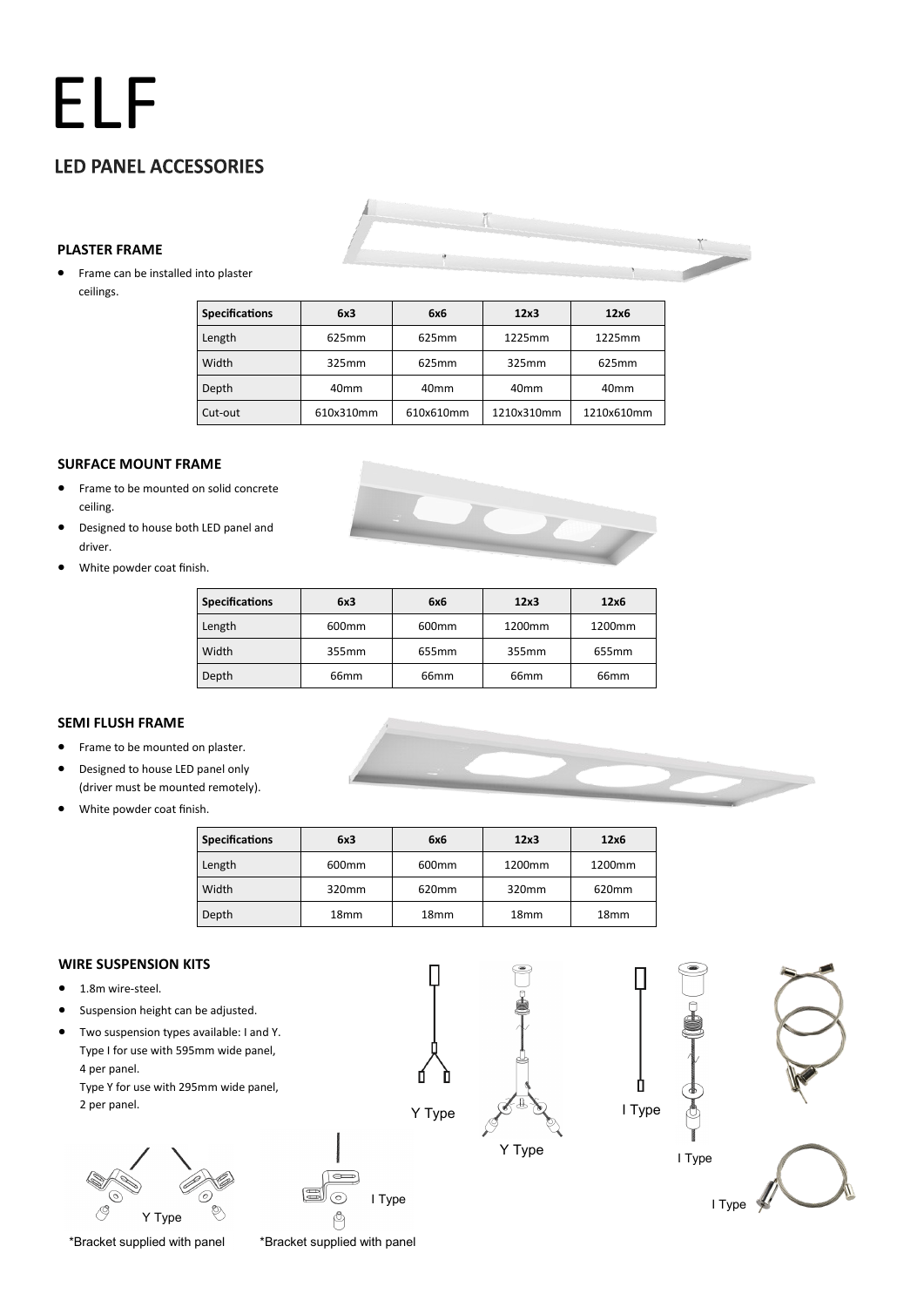# ELF

## LED PANEL ACCESSORIES

### PLASTER FRAME

- Frame can be installed into plaster ceilings.

| Specifications | 6x3 | 6x6 | 12x3 | 12x6 |
|---|---|---|---|---|
| Length | 625mm | 625mm | 1225mm | 1225mm |
| Width | 325mm | 625mm | 325mm | 625mm |
| Depth | 40mm | 40mm | 40mm | 40mm |
| Cut-out | 610x310mm | 610x610mm | 1210x310mm | 1210x610mm |

### SURFACE MOUNT FRAME

- Frame to be mounted on solid concrete ceiling.
- Designed to house both LED panel and driver.
- White powder coat finish.

| Specifications | 6x3 | 6x6 | 12x3 | 12x6 |
|---|---|---|---|---|
| Length | 600mm | 600mm | 1200mm | 1200mm |
| Width | 355mm | 655mm | 355mm | 655mm |
| Depth | 66mm | 66mm | 66mm | 66mm |

### SEMI FLUSH FRAME

- Frame to be mounted on plaster.
- Designed to house LED panel only (driver must be mounted remotely).
- White powder coat finish.

| Specifications | 6x3 | 6x6 | 12x3 | 12x6 |
|---|---|---|---|---|
| Length | 600mm | 600mm | 1200mm | 1200mm |
| Width | 320mm | 620mm | 320mm | 620mm |
| Depth | 18mm | 18mm | 18mm | 18mm |

### WIRE SUSPENSION KITS

- 1.8m wire-steel.
- Suspension height can be adjusted.
- Two suspension types available: I and Y. Type I for use with 595mm wide panel, 4 per panel. Type Y for use with 295mm wide panel, 2 per panel.

Y Type

I Type

Y Type

I Type

Y Type

I Type

I Type

Y Type

*Bracket supplied with panel

I Type

*Bracket supplied with panel